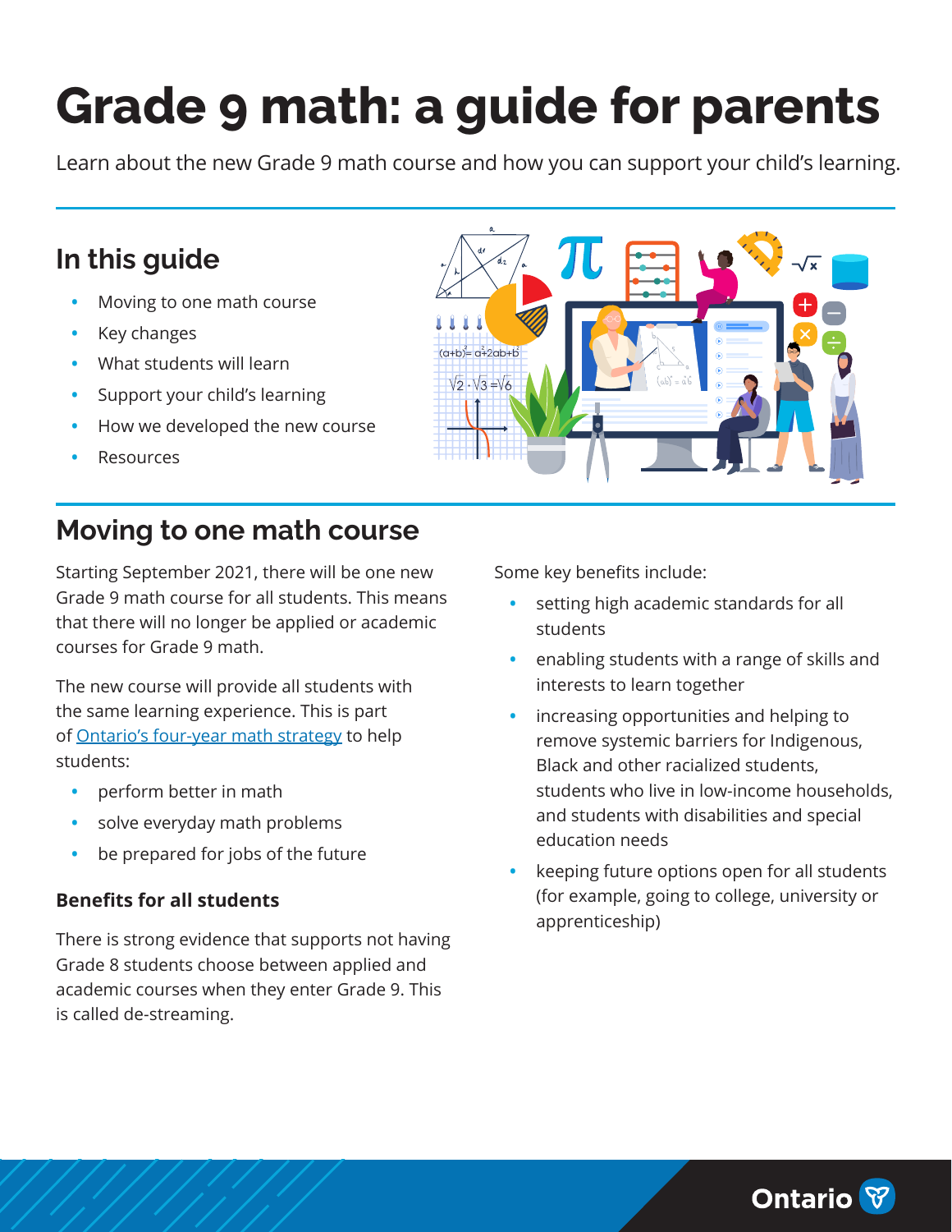# Grade 9 math: a guide for parents

Learn about the new Grade 9 math course and how you can support your child's learning.

## In this guide

- Moving to one math course
- Key changes
- What students will learn
- Support your child's learning
- How we developed the new course
- Resources

## Moving to one math course

Starting September 2021, there will be one new Grade 9 math course for all students. This means that there will no longer be applied or academic courses for Grade 9 math.

The new course will provide all students with the same learning experience. This is part of [Ontario's four-year math strategy]() to help students:

- perform better in math
- solve everyday math problems
- be prepared for jobs of the future

### Benefits for all students

There is strong evidence that supports not having Grade 8 students choose between applied and academic courses when they enter Grade 9. This is called de-streaming.

Some key benefits include:

- setting high academic standards for all students
- enabling students with a range of skills and interests to learn together
- increasing opportunities and helping to remove systemic barriers for Indigenous, Black and other racialized students, students who live in low-income households, and students with disabilities and special education needs
- keeping future options open for all students (for example, going to college, university or apprenticeship)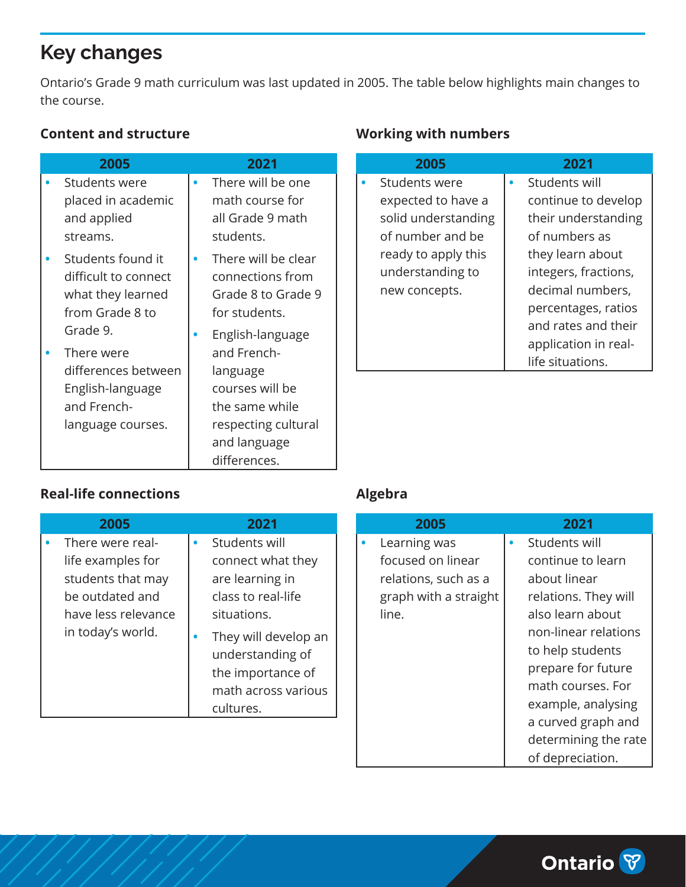## Key changes

Ontario's Grade 9 math curriculum was last updated in 2005. The table below highlights main changes to the course.

### Content and structure

| 2005 | 2021 |
|---|---|
| • Students were placed in academic and applied streams.<br>• Students found it difficult to connect what they learned from Grade 8 to Grade 9.<br>• There were differences between English-language and French-language courses. | • There will be one math course for all Grade 9 math students.<br>• There will be clear connections from Grade 8 to Grade 9 for students.<br>• English-language and French-language courses will be the same while respecting cultural and language differences. |

### Working with numbers

| 2005 | 2021 |
|---|---|
| • Students were expected to have a solid understanding of number and be ready to apply this understanding to new concepts. | • Students will continue to develop their understanding of numbers as they learn about integers, fractions, decimal numbers, percentages, ratios and rates and their application in real-life situations. |

### Real-life connections

| 2005 | 2021 |
|---|---|
| • There were real-life examples for students that may be outdated and have less relevance in today's world. | • Students will connect what they are learning in class to real-life situations.<br>• They will develop an understanding of the importance of math across various cultures. |

### Algebra

| 2005 | 2021 |
|---|---|
| • Learning was focused on linear relations, such as a graph with a straight line. | • Students will continue to learn about linear relations. They will also learn about non-linear relations to help students prepare for future math courses. For example, analysing a curved graph and determining the rate of depreciation. |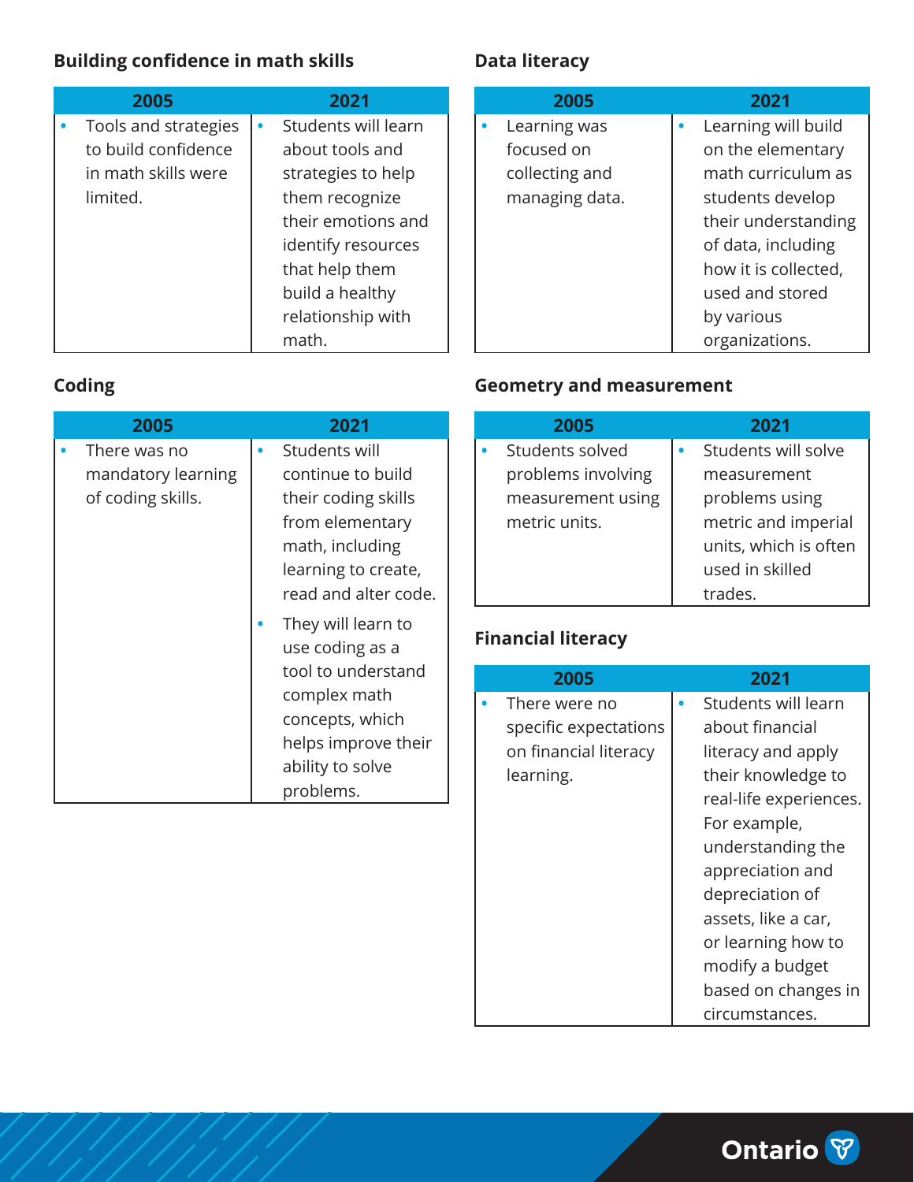### Building confidence in math skills

| 2005 | 2021 |
| --- | --- |
| • Tools and strategies to build confidence in math skills were limited. | • Students will learn about tools and strategies to help them recognize their emotions and identify resources that help them build a healthy relationship with math. |

### Coding

| 2005 | 2021 |
| --- | --- |
| • There was no mandatory learning of coding skills. | • Students will continue to build their coding skills from elementary math, including learning to create, read and alter code. <br> • They will learn to use coding as a tool to understand complex math concepts, which helps improve their ability to solve problems. |

### Data literacy

| 2005 | 2021 |
| --- | --- |
| • Learning was focused on collecting and managing data. | • Learning will build on the elementary math curriculum as students develop their understanding of data, including how it is collected, used and stored by various organizations. |

### Geometry and measurement

| 2005 | 2021 |
| --- | --- |
| • Students solved problems involving measurement using metric units. | • Students will solve measurement problems using metric and imperial units, which is often used in skilled trades. |

### Financial literacy

| 2005 | 2021 |
| --- | --- |
| • There were no specific expectations on financial literacy learning. | • Students will learn about financial literacy and apply their knowledge to real-life experiences. For example, understanding the appreciation and depreciation of assets, like a car, or learning how to modify a budget based on changes in circumstances. |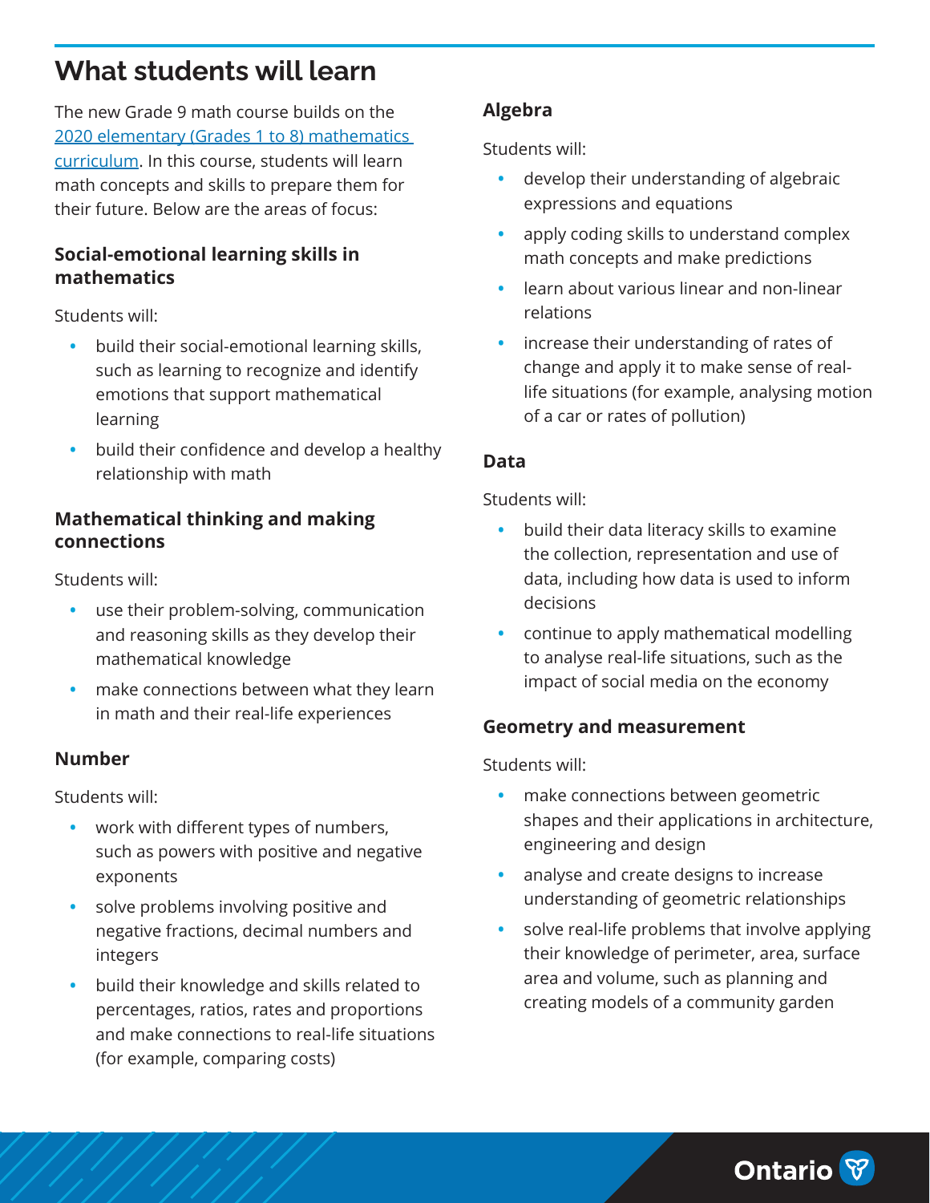## What students will learn

The new Grade 9 math course builds on the [2020 elementary (Grades 1 to 8) mathematics curriculum](). In this course, students will learn math concepts and skills to prepare them for their future. Below are the areas of focus:

### Social-emotional learning skills in mathematics

Students will:

- build their social-emotional learning skills, such as learning to recognize and identify emotions that support mathematical learning
- build their confidence and develop a healthy relationship with math

### Mathematical thinking and making connections

Students will:

- use their problem-solving, communication and reasoning skills as they develop their mathematical knowledge
- make connections between what they learn in math and their real-life experiences

### Number

Students will:

- work with different types of numbers, such as powers with positive and negative exponents
- solve problems involving positive and negative fractions, decimal numbers and integers
- build their knowledge and skills related to percentages, ratios, rates and proportions and make connections to real-life situations (for example, comparing costs)

### Algebra

Students will:

- develop their understanding of algebraic expressions and equations
- apply coding skills to understand complex math concepts and make predictions
- learn about various linear and non-linear relations
- increase their understanding of rates of change and apply it to make sense of real-life situations (for example, analysing motion of a car or rates of pollution)

### Data

Students will:

- build their data literacy skills to examine the collection, representation and use of data, including how data is used to inform decisions
- continue to apply mathematical modelling to analyse real-life situations, such as the impact of social media on the economy

### Geometry and measurement

Students will:

- make connections between geometric shapes and their applications in architecture, engineering and design
- analyse and create designs to increase understanding of geometric relationships
- solve real-life problems that involve applying their knowledge of perimeter, area, surface area and volume, such as planning and creating models of a community garden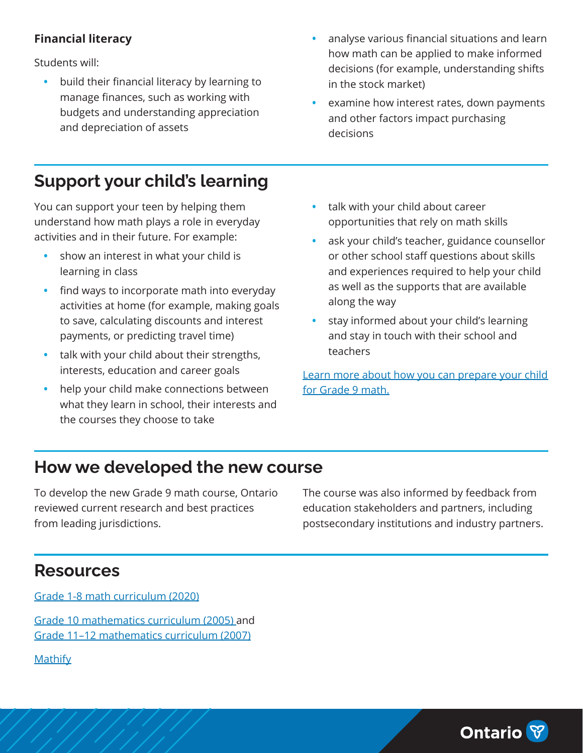### Financial literacy

Students will:

- build their financial literacy by learning to manage finances, such as working with budgets and understanding appreciation and depreciation of assets
- analyse various financial situations and learn how math can be applied to make informed decisions (for example, understanding shifts in the stock market)
- examine how interest rates, down payments and other factors impact purchasing decisions

## Support your child's learning

You can support your teen by helping them understand how math plays a role in everyday activities and in their future. For example:

- show an interest in what your child is learning in class
- find ways to incorporate math into everyday activities at home (for example, making goals to save, calculating discounts and interest payments, or predicting travel time)
- talk with your child about their strengths, interests, education and career goals
- help your child make connections between what they learn in school, their interests and the courses they choose to take
- talk with your child about career opportunities that rely on math skills
- ask your child's teacher, guidance counsellor or other school staff questions about skills and experiences required to help your child as well as the supports that are available along the way
- stay informed about your child's learning and stay in touch with their school and teachers

Learn more about how you can prepare your child for Grade 9 math.

## How we developed the new course

To develop the new Grade 9 math course, Ontario reviewed current research and best practices from leading jurisdictions.

The course was also informed by feedback from education stakeholders and partners, including postsecondary institutions and industry partners.

## Resources

Grade 1-8 math curriculum (2020)

Grade 10 mathematics curriculum (2005) and Grade 11–12 mathematics curriculum (2007)

Mathify